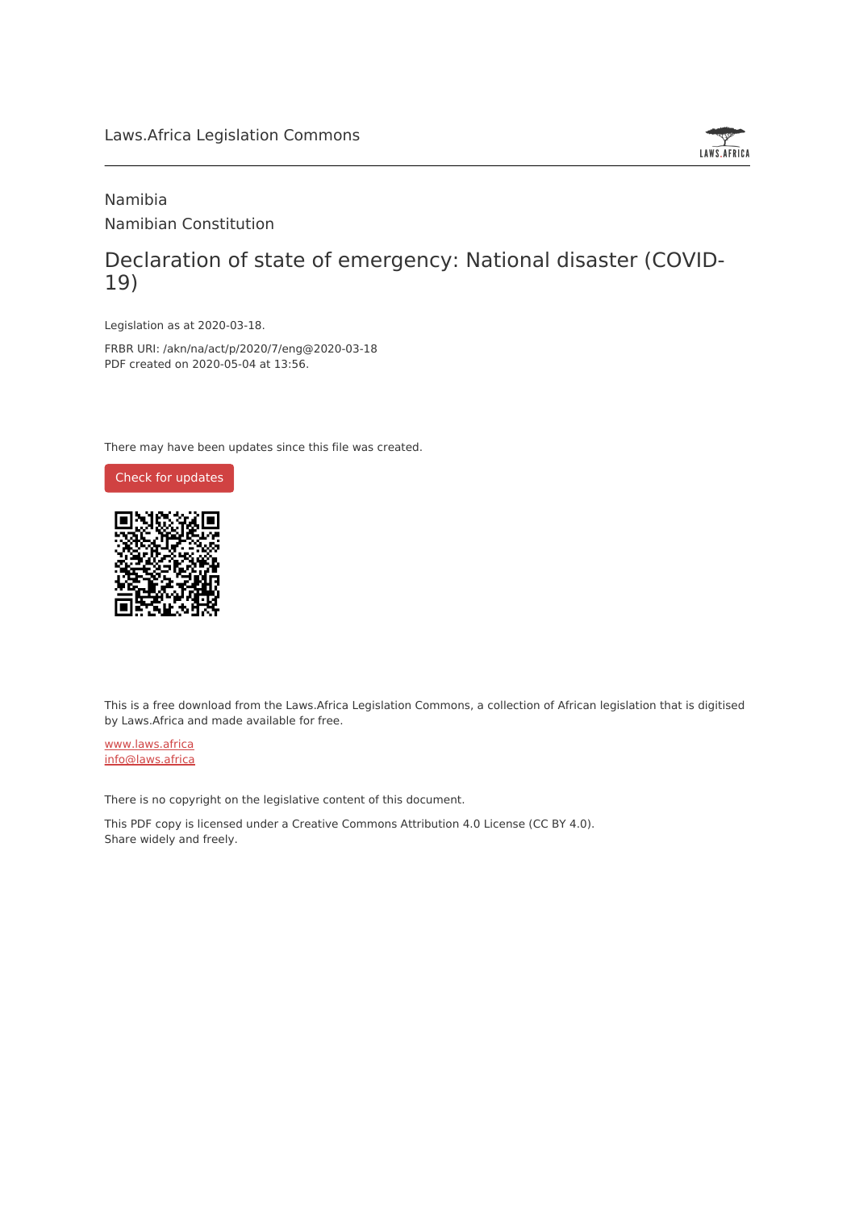Laws.Africa Legislation Commons

Namibia

Namibian Constitution

# Declaration of state of emergency: National disaster (COVID-19)

Legislation as at 2020-03-18.

FRBR URI: /akn/na/act/p/2020/7/eng@2020-03-18

PDF created on 2020-05-04 at 13:56.

There may have been updates since this file was created.

Check for updates

This is a free download from the Laws.Africa Legislation Commons, a collection of African legislation that is digitised by Laws.Africa and made available for free.

www.laws.africa

info@laws.africa

There is no copyright on the legislative content of this document.

This PDF copy is licensed under a Creative Commons Attribution 4.0 License (CC BY 4.0). Share widely and freely.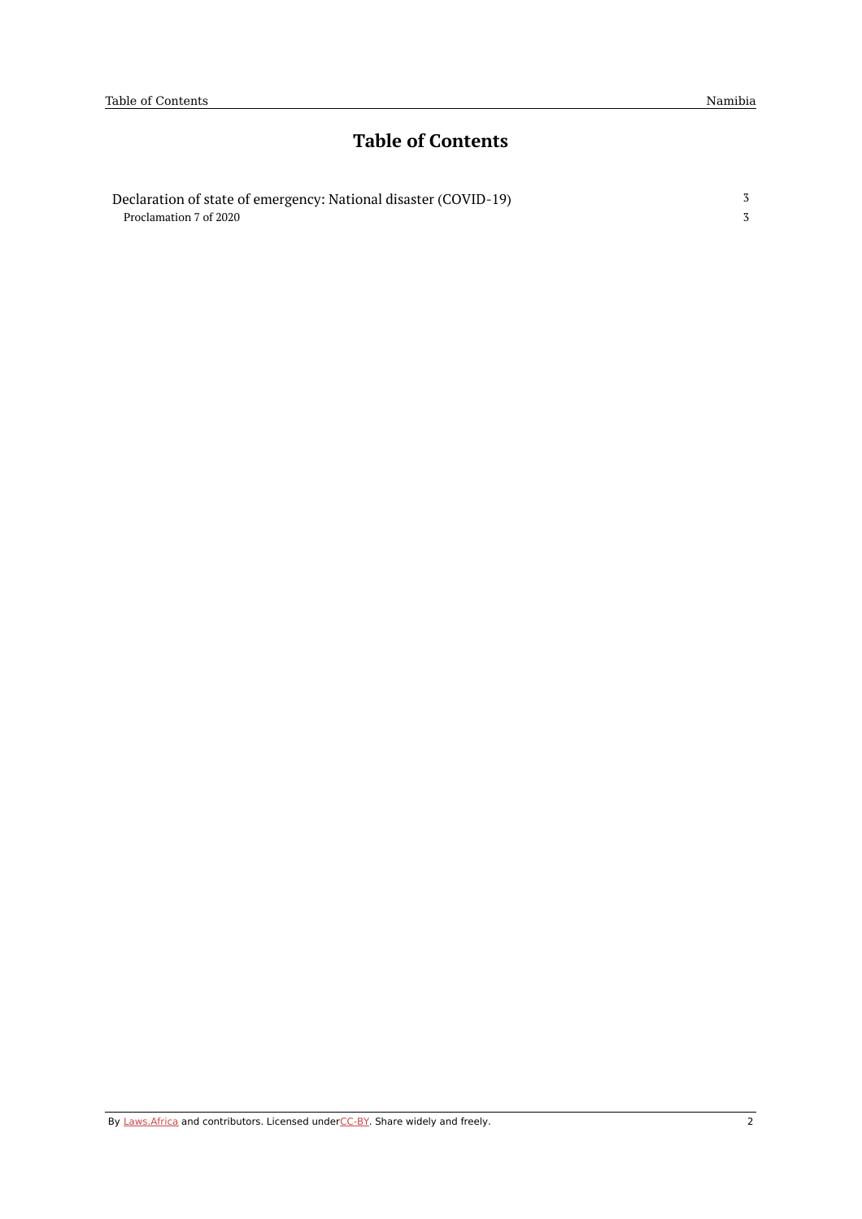# Table of Contents

| | |
|---|---|
| Declaration of state of emergency: National disaster (COVID-19) | 3 |
| Proclamation 7 of 2020 | 3 |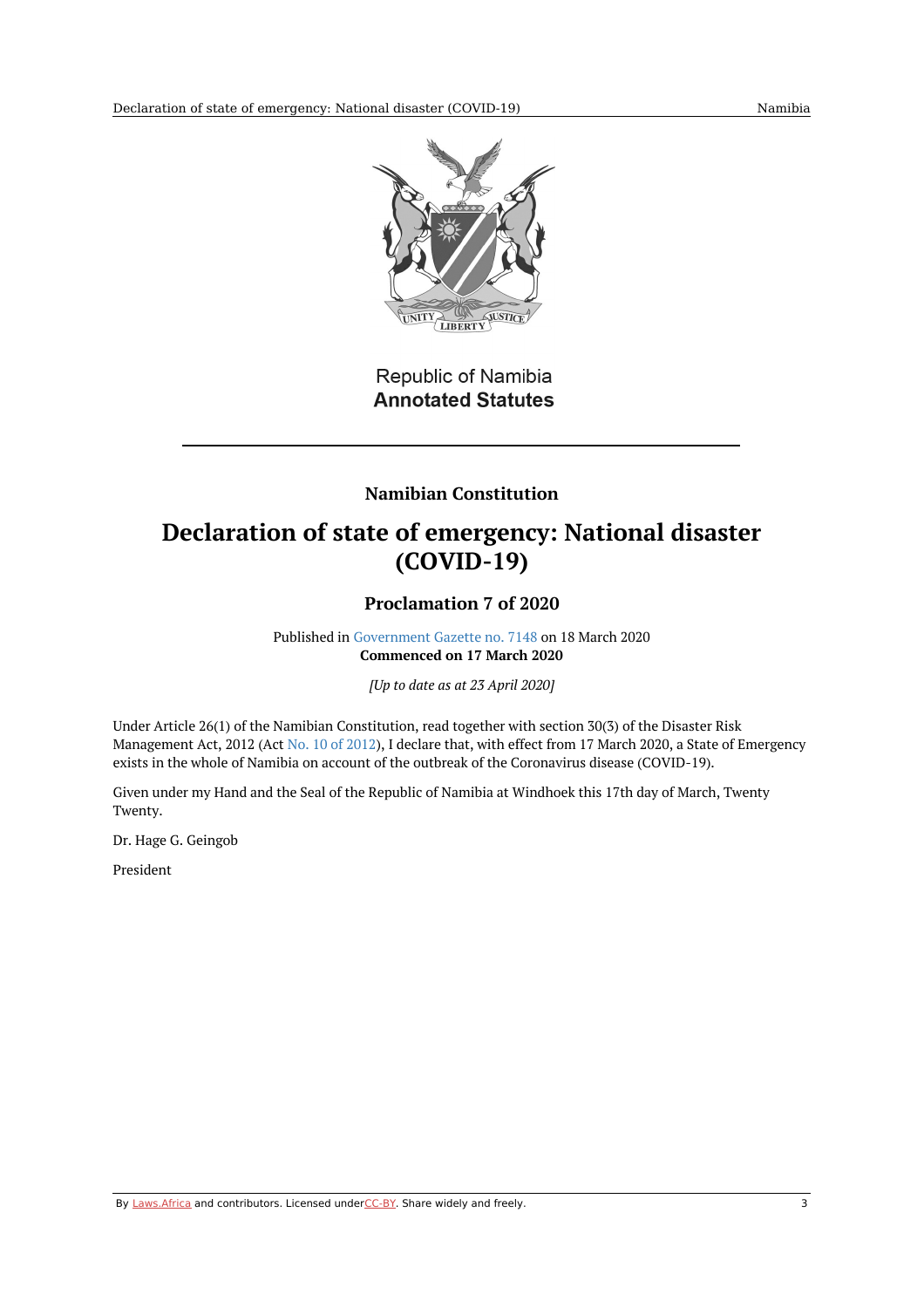Republic of Namibia
**Annotated Statutes**

## Namibian Constitution

# Declaration of state of emergency: National disaster (COVID-19)

## Proclamation 7 of 2020

Published in Government Gazette no. 7148 on 18 March 2020
**Commenced on 17 March 2020**

*[Up to date as at 23 April 2020]*

Under Article 26(1) of the Namibian Constitution, read together with section 30(3) of the Disaster Risk Management Act, 2012 (Act No. 10 of 2012), I declare that, with effect from 17 March 2020, a State of Emergency exists in the whole of Namibia on account of the outbreak of the Coronavirus disease (COVID-19).

Given under my Hand and the Seal of the Republic of Namibia at Windhoek this 17th day of March, Twenty Twenty.

Dr. Hage G. Geingob

President